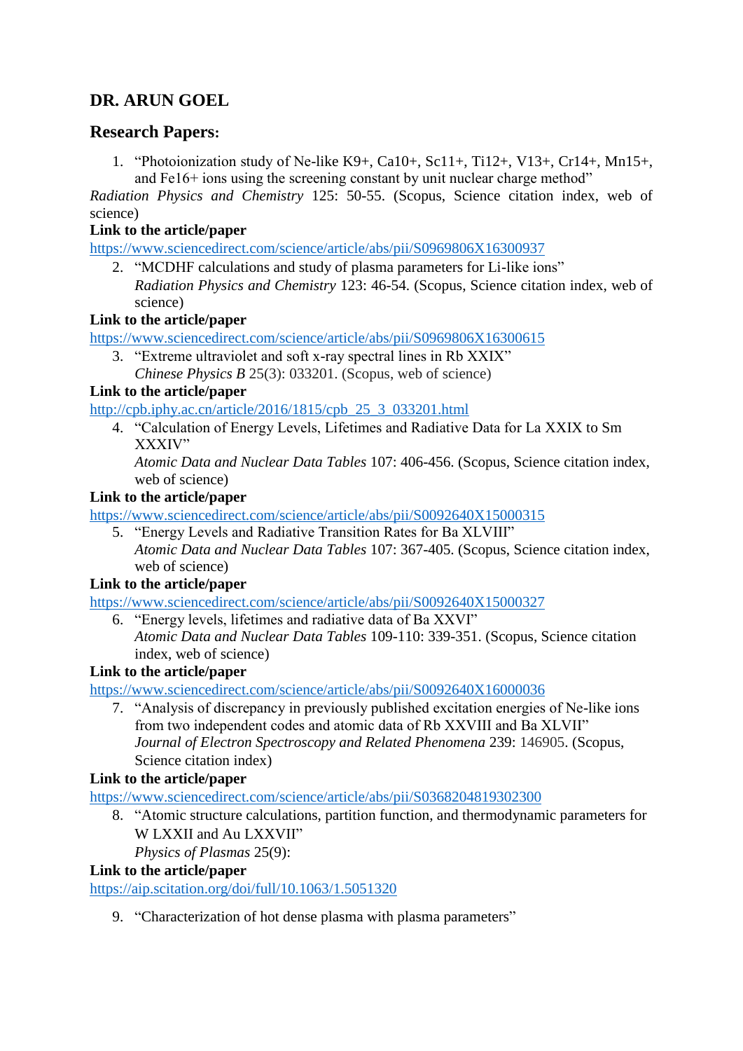## DR. ARUN GOEL

### Research Papers:

1. "Photoionization study of Ne-like K9+, Ca10+, Sc11+, Ti12+, V13+, Cr14+, Mn15+, and Fe16+ ions using the screening constant by unit nuclear charge method"

*Radiation Physics and Chemistry* 125: 50-55. (Scopus, Science citation index, web of science)

**Link to the article/paper**

https://www.sciencedirect.com/science/article/abs/pii/S0969806X16300937

2. "MCDHF calculations and study of plasma parameters for Li-like ions"
   *Radiation Physics and Chemistry* 123: 46-54. (Scopus, Science citation index, web of science)

**Link to the article/paper**

https://www.sciencedirect.com/science/article/abs/pii/S0969806X16300615

3. "Extreme ultraviolet and soft x-ray spectral lines in Rb XXIX"
   *Chinese Physics B* 25(3): 033201. (Scopus, web of science)

**Link to the article/paper**

http://cpb.iphy.ac.cn/article/2016/1815/cpb_25_3_033201.html

4. "Calculation of Energy Levels, Lifetimes and Radiative Data for La XXIX to Sm XXXIV"
   *Atomic Data and Nuclear Data Tables* 107: 406-456. (Scopus, Science citation index, web of science)

**Link to the article/paper**

https://www.sciencedirect.com/science/article/abs/pii/S0092640X15000315

5. "Energy Levels and Radiative Transition Rates for Ba XLVIII"
   *Atomic Data and Nuclear Data Tables* 107: 367-405. (Scopus, Science citation index, web of science)

**Link to the article/paper**

https://www.sciencedirect.com/science/article/abs/pii/S0092640X15000327

6. "Energy levels, lifetimes and radiative data of Ba XXVI"
   *Atomic Data and Nuclear Data Tables* 109-110: 339-351. (Scopus, Science citation index, web of science)

**Link to the article/paper**

https://www.sciencedirect.com/science/article/abs/pii/S0092640X16000036

7. "Analysis of discrepancy in previously published excitation energies of Ne-like ions from two independent codes and atomic data of Rb XXVIII and Ba XLVII"
   *Journal of Electron Spectroscopy and Related Phenomena* 239: 146905. (Scopus, Science citation index)

**Link to the article/paper**

https://www.sciencedirect.com/science/article/abs/pii/S0368204819302300

8. "Atomic structure calculations, partition function, and thermodynamic parameters for W LXXII and Au LXXVII"
   *Physics of Plasmas* 25(9):

**Link to the article/paper**

https://aip.scitation.org/doi/full/10.1063/1.5051320

9. "Characterization of hot dense plasma with plasma parameters"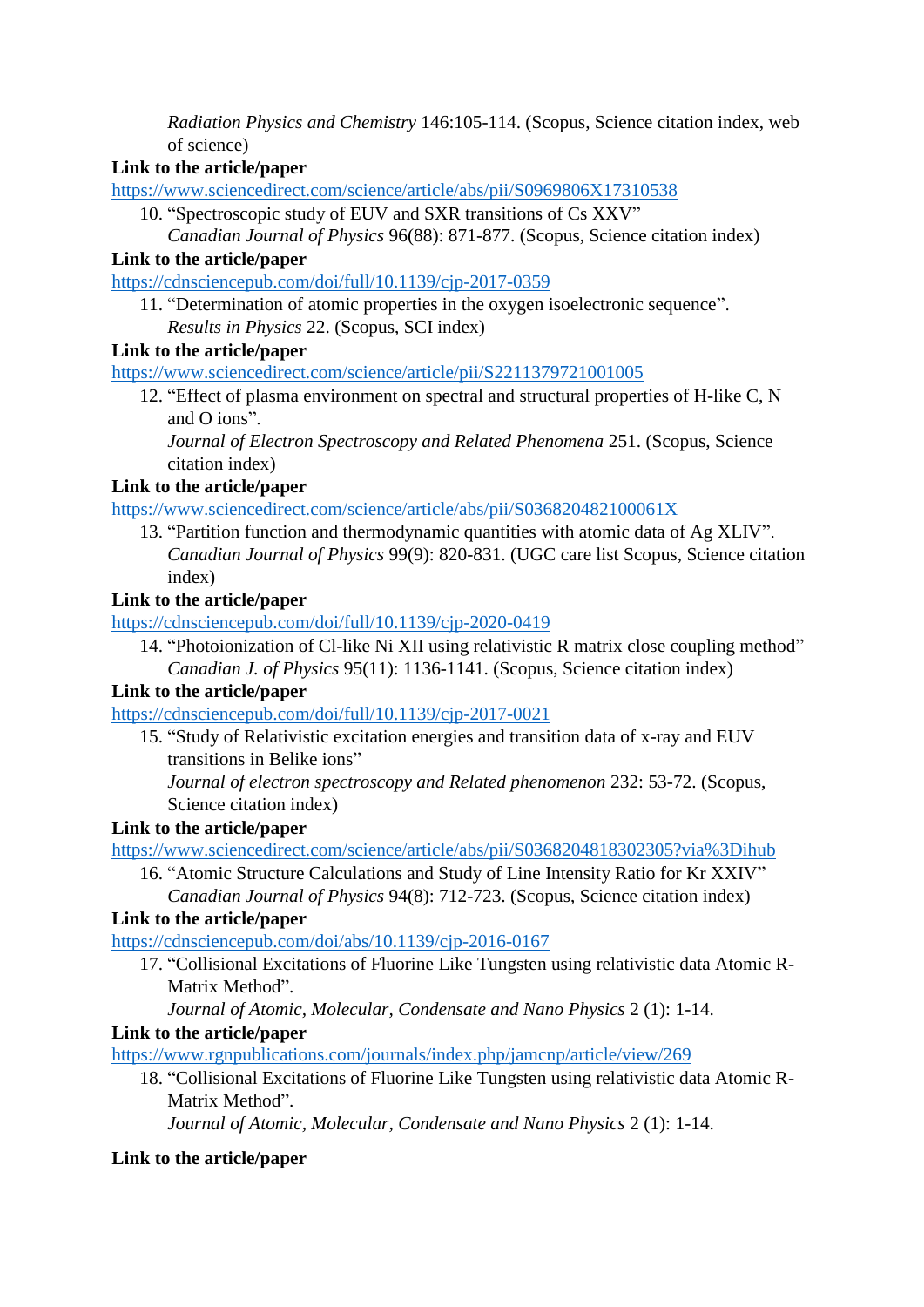*Radiation Physics and Chemistry* 146:105-114. (Scopus, Science citation index, web of science)

**Link to the article/paper**

https://www.sciencedirect.com/science/article/abs/pii/S0969806X17310538

10. "Spectroscopic study of EUV and SXR transitions of Cs XXV"
    *Canadian Journal of Physics* 96(88): 871-877. (Scopus, Science citation index)

**Link to the article/paper**

https://cdnsciencepub.com/doi/full/10.1139/cjp-2017-0359

11. "Determination of atomic properties in the oxygen isoelectronic sequence".
    *Results in Physics* 22. (Scopus, SCI index)

**Link to the article/paper**

https://www.sciencedirect.com/science/article/pii/S2211379721001005

12. "Effect of plasma environment on spectral and structural properties of H-like C, N and O ions".
    *Journal of Electron Spectroscopy and Related Phenomena* 251. (Scopus, Science citation index)

**Link to the article/paper**

https://www.sciencedirect.com/science/article/abs/pii/S036820482100061X

13. "Partition function and thermodynamic quantities with atomic data of Ag XLIV".
    *Canadian Journal of Physics* 99(9): 820-831. (UGC care list Scopus, Science citation index)

**Link to the article/paper**

https://cdnsciencepub.com/doi/full/10.1139/cjp-2020-0419

14. "Photoionization of Cl-like Ni XII using relativistic R matrix close coupling method"
    *Canadian J. of Physics* 95(11): 1136-1141. (Scopus, Science citation index)

**Link to the article/paper**

https://cdnsciencepub.com/doi/full/10.1139/cjp-2017-0021

15. "Study of Relativistic excitation energies and transition data of x-ray and EUV transitions in Belike ions"
    *Journal of electron spectroscopy and Related phenomenon* 232: 53-72. (Scopus, Science citation index)

**Link to the article/paper**

https://www.sciencedirect.com/science/article/abs/pii/S0368204818302305?via%3Dihub

16. "Atomic Structure Calculations and Study of Line Intensity Ratio for Kr XXIV"
    *Canadian Journal of Physics* 94(8): 712-723. (Scopus, Science citation index)

**Link to the article/paper**

https://cdnsciencepub.com/doi/abs/10.1139/cjp-2016-0167

17. "Collisional Excitations of Fluorine Like Tungsten using relativistic data Atomic R-Matrix Method".
    *Journal of Atomic, Molecular, Condensate and Nano Physics* 2 (1): 1-14.

**Link to the article/paper**

https://www.rgnpublications.com/journals/index.php/jamcnp/article/view/269

18. "Collisional Excitations of Fluorine Like Tungsten using relativistic data Atomic R-Matrix Method".
    *Journal of Atomic, Molecular, Condensate and Nano Physics* 2 (1): 1-14.

**Link to the article/paper**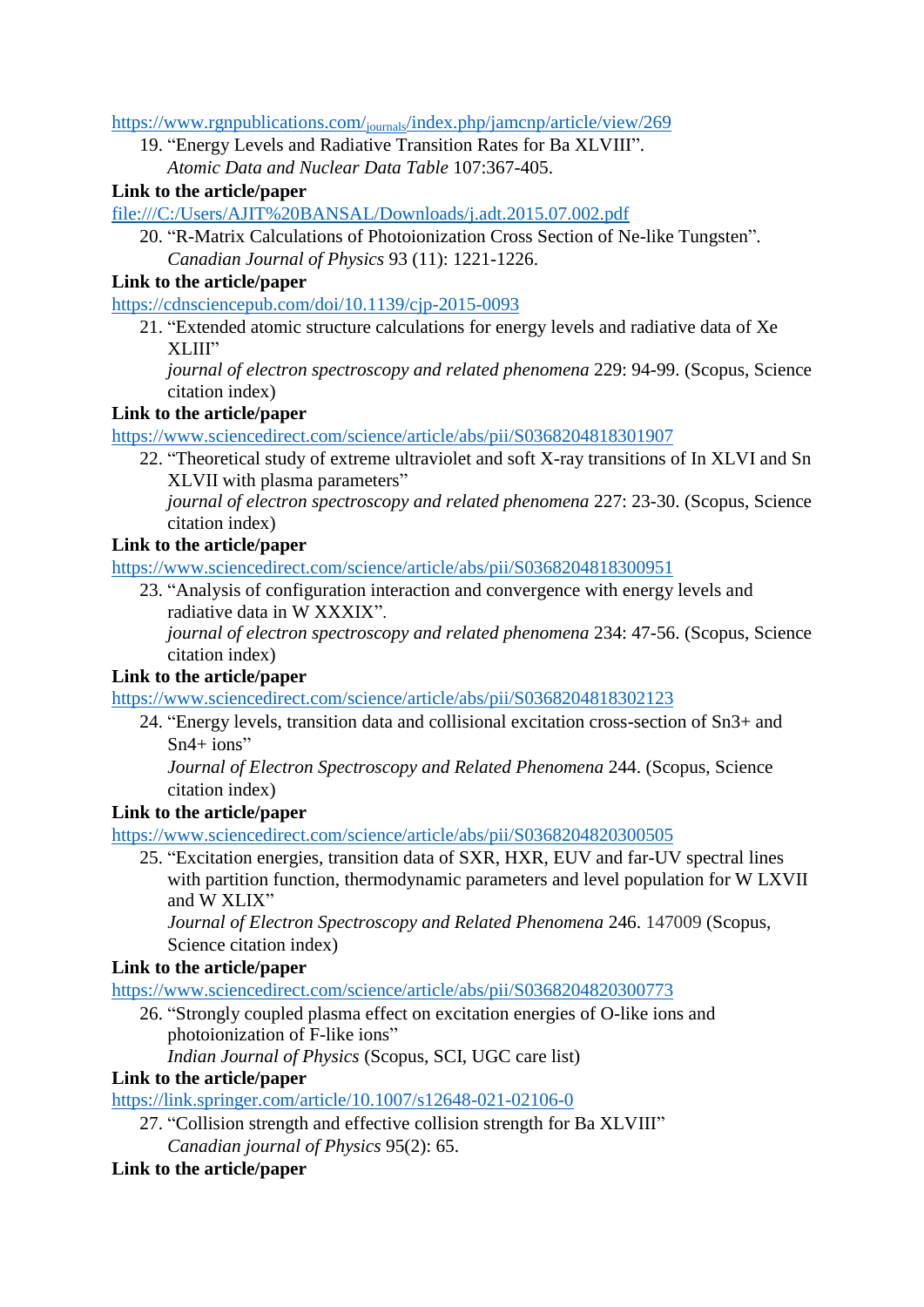https://www.rgnpublications.com/journals/index.php/jamcnp/article/view/269

19. "Energy Levels and Radiative Transition Rates for Ba XLVIII".
    *Atomic Data and Nuclear Data Table* 107:367-405.

**Link to the article/paper**
file:///C:/Users/AJIT%20BANSAL/Downloads/j.adt.2015.07.002.pdf

20. "R-Matrix Calculations of Photoionization Cross Section of Ne-like Tungsten".
    *Canadian Journal of Physics* 93 (11): 1221-1226.

**Link to the article/paper**
https://cdnsciencepub.com/doi/10.1139/cjp-2015-0093

21. "Extended atomic structure calculations for energy levels and radiative data of Xe XLIII"
    *journal of electron spectroscopy and related phenomena* 229: 94-99. (Scopus, Science citation index)

**Link to the article/paper**
https://www.sciencedirect.com/science/article/abs/pii/S0368204818301907

22. "Theoretical study of extreme ultraviolet and soft X-ray transitions of In XLVI and Sn XLVII with plasma parameters"
    *journal of electron spectroscopy and related phenomena* 227: 23-30. (Scopus, Science citation index)

**Link to the article/paper**
https://www.sciencedirect.com/science/article/abs/pii/S0368204818300951

23. "Analysis of configuration interaction and convergence with energy levels and radiative data in W XXXIX".
    *journal of electron spectroscopy and related phenomena* 234: 47-56. (Scopus, Science citation index)

**Link to the article/paper**
https://www.sciencedirect.com/science/article/abs/pii/S0368204818302123

24. "Energy levels, transition data and collisional excitation cross-section of Sn3+ and Sn4+ ions"
    *Journal of Electron Spectroscopy and Related Phenomena* 244. (Scopus, Science citation index)

**Link to the article/paper**
https://www.sciencedirect.com/science/article/abs/pii/S0368204820300505

25. "Excitation energies, transition data of SXR, HXR, EUV and far-UV spectral lines with partition function, thermodynamic parameters and level population for W LXVII and W XLIX"
    *Journal of Electron Spectroscopy and Related Phenomena* 246. 147009 (Scopus, Science citation index)

**Link to the article/paper**
https://www.sciencedirect.com/science/article/abs/pii/S0368204820300773

26. "Strongly coupled plasma effect on excitation energies of O-like ions and photoionization of F-like ions"
    *Indian Journal of Physics* (Scopus, SCI, UGC care list)

**Link to the article/paper**
https://link.springer.com/article/10.1007/s12648-021-02106-0

27. "Collision strength and effective collision strength for Ba XLVIII"
    *Canadian journal of Physics* 95(2): 65.

**Link to the article/paper**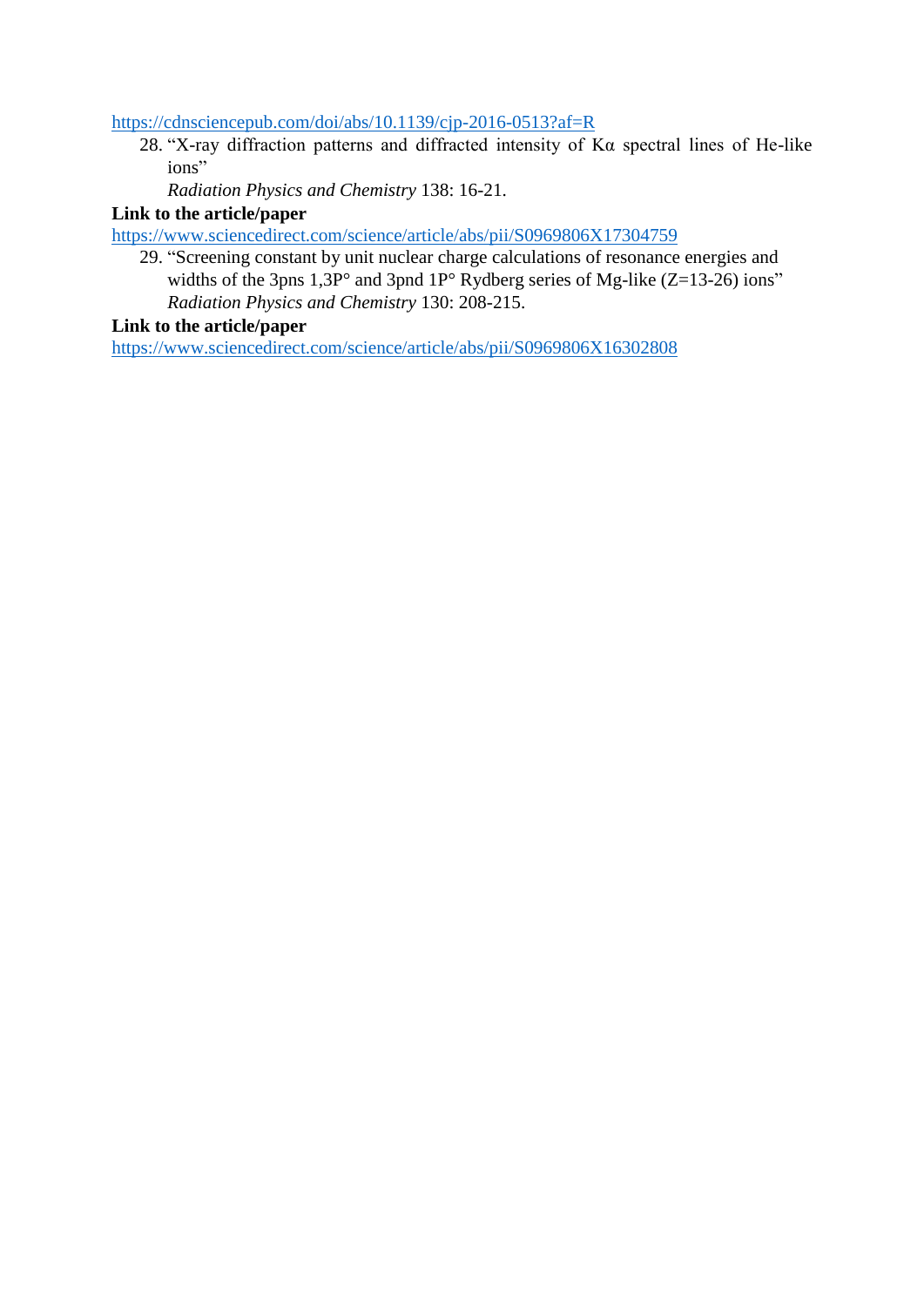https://cdnsciencepub.com/doi/abs/10.1139/cjp-2016-0513?af=R

28. "X-ray diffraction patterns and diffracted intensity of Kα spectral lines of He-like ions"
    *Radiation Physics and Chemistry* 138: 16-21.

**Link to the article/paper**

https://www.sciencedirect.com/science/article/abs/pii/S0969806X17304759

29. "Screening constant by unit nuclear charge calculations of resonance energies and widths of the 3pns 1,3P° and 3pnd 1P° Rydberg series of Mg-like (Z=13-26) ions"
    *Radiation Physics and Chemistry* 130: 208-215.

**Link to the article/paper**

https://www.sciencedirect.com/science/article/abs/pii/S0969806X16302808